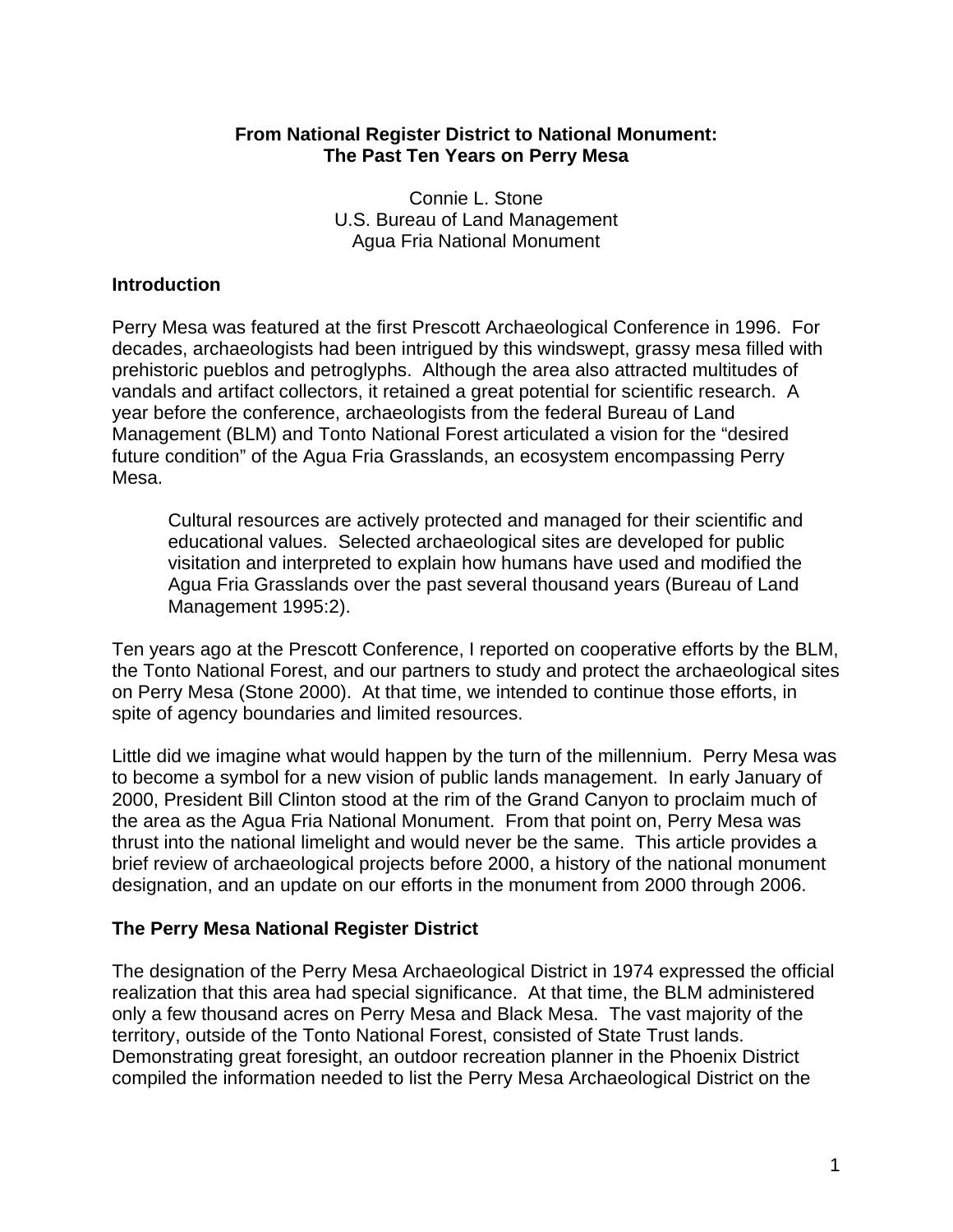# From National Register District to National Monument: The Past Ten Years on Perry Mesa

Connie L. Stone
U.S. Bureau of Land Management
Agua Fria National Monument

## Introduction

Perry Mesa was featured at the first Prescott Archaeological Conference in 1996. For decades, archaeologists had been intrigued by this windswept, grassy mesa filled with prehistoric pueblos and petroglyphs. Although the area also attracted multitudes of vandals and artifact collectors, it retained a great potential for scientific research. A year before the conference, archaeologists from the federal Bureau of Land Management (BLM) and Tonto National Forest articulated a vision for the "desired future condition" of the Agua Fria Grasslands, an ecosystem encompassing Perry Mesa.

> Cultural resources are actively protected and managed for their scientific and educational values. Selected archaeological sites are developed for public visitation and interpreted to explain how humans have used and modified the Agua Fria Grasslands over the past several thousand years (Bureau of Land Management 1995:2).

Ten years ago at the Prescott Conference, I reported on cooperative efforts by the BLM, the Tonto National Forest, and our partners to study and protect the archaeological sites on Perry Mesa (Stone 2000). At that time, we intended to continue those efforts, in spite of agency boundaries and limited resources.

Little did we imagine what would happen by the turn of the millennium. Perry Mesa was to become a symbol for a new vision of public lands management. In early January of 2000, President Bill Clinton stood at the rim of the Grand Canyon to proclaim much of the area as the Agua Fria National Monument. From that point on, Perry Mesa was thrust into the national limelight and would never be the same. This article provides a brief review of archaeological projects before 2000, a history of the national monument designation, and an update on our efforts in the monument from 2000 through 2006.

## The Perry Mesa National Register District

The designation of the Perry Mesa Archaeological District in 1974 expressed the official realization that this area had special significance. At that time, the BLM administered only a few thousand acres on Perry Mesa and Black Mesa. The vast majority of the territory, outside of the Tonto National Forest, consisted of State Trust lands. Demonstrating great foresight, an outdoor recreation planner in the Phoenix District compiled the information needed to list the Perry Mesa Archaeological District on the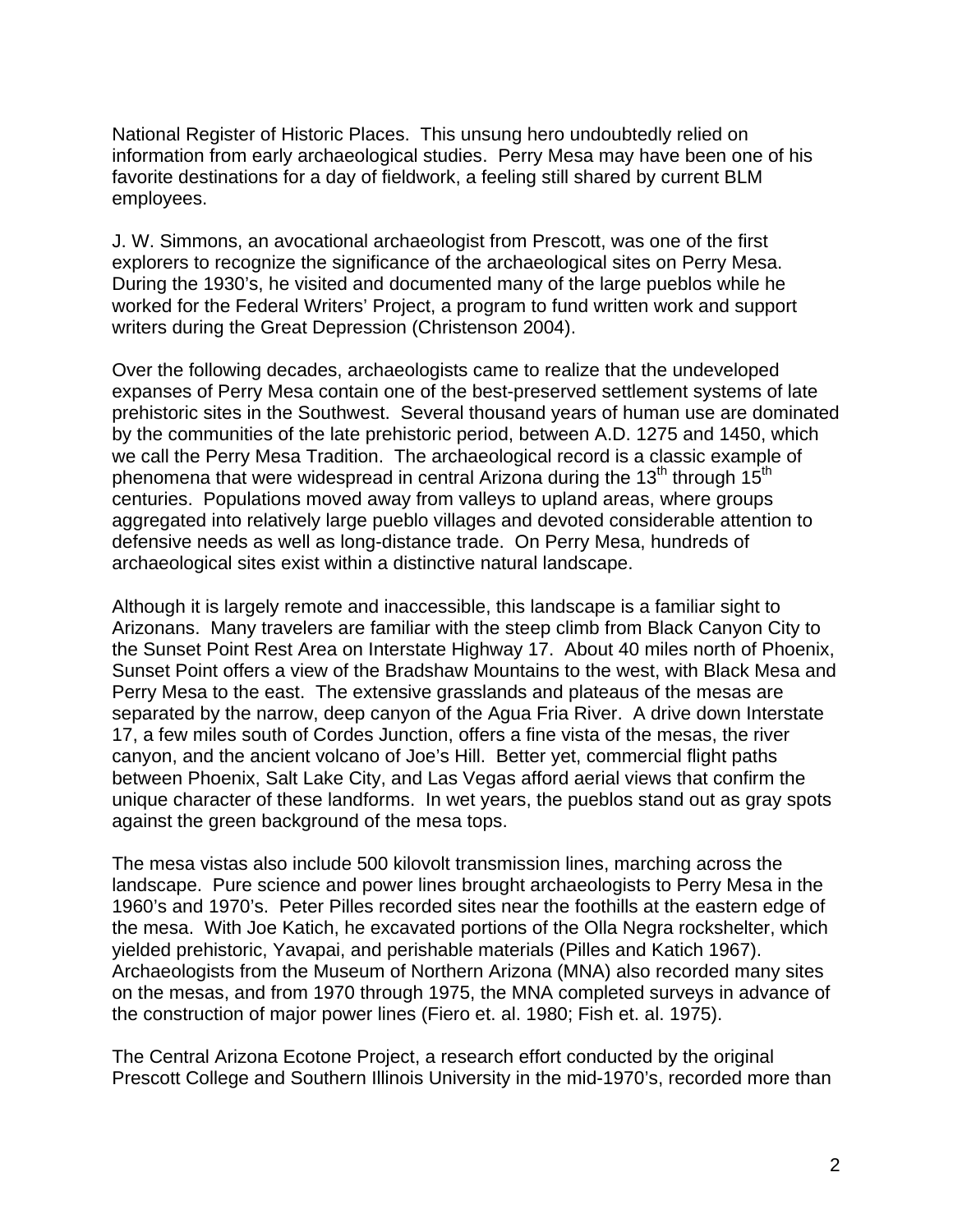National Register of Historic Places. This unsung hero undoubtedly relied on information from early archaeological studies. Perry Mesa may have been one of his favorite destinations for a day of fieldwork, a feeling still shared by current BLM employees.

J. W. Simmons, an avocational archaeologist from Prescott, was one of the first explorers to recognize the significance of the archaeological sites on Perry Mesa. During the 1930's, he visited and documented many of the large pueblos while he worked for the Federal Writers' Project, a program to fund written work and support writers during the Great Depression (Christenson 2004).

Over the following decades, archaeologists came to realize that the undeveloped expanses of Perry Mesa contain one of the best-preserved settlement systems of late prehistoric sites in the Southwest. Several thousand years of human use are dominated by the communities of the late prehistoric period, between A.D. 1275 and 1450, which we call the Perry Mesa Tradition. The archaeological record is a classic example of phenomena that were widespread in central Arizona during the 13th through 15th centuries. Populations moved away from valleys to upland areas, where groups aggregated into relatively large pueblo villages and devoted considerable attention to defensive needs as well as long-distance trade. On Perry Mesa, hundreds of archaeological sites exist within a distinctive natural landscape.

Although it is largely remote and inaccessible, this landscape is a familiar sight to Arizonans. Many travelers are familiar with the steep climb from Black Canyon City to the Sunset Point Rest Area on Interstate Highway 17. About 40 miles north of Phoenix, Sunset Point offers a view of the Bradshaw Mountains to the west, with Black Mesa and Perry Mesa to the east. The extensive grasslands and plateaus of the mesas are separated by the narrow, deep canyon of the Agua Fria River. A drive down Interstate 17, a few miles south of Cordes Junction, offers a fine vista of the mesas, the river canyon, and the ancient volcano of Joe's Hill. Better yet, commercial flight paths between Phoenix, Salt Lake City, and Las Vegas afford aerial views that confirm the unique character of these landforms. In wet years, the pueblos stand out as gray spots against the green background of the mesa tops.

The mesa vistas also include 500 kilovolt transmission lines, marching across the landscape. Pure science and power lines brought archaeologists to Perry Mesa in the 1960's and 1970's. Peter Pilles recorded sites near the foothills at the eastern edge of the mesa. With Joe Katich, he excavated portions of the Olla Negra rockshelter, which yielded prehistoric, Yavapai, and perishable materials (Pilles and Katich 1967). Archaeologists from the Museum of Northern Arizona (MNA) also recorded many sites on the mesas, and from 1970 through 1975, the MNA completed surveys in advance of the construction of major power lines (Fiero et. al. 1980; Fish et. al. 1975).

The Central Arizona Ecotone Project, a research effort conducted by the original Prescott College and Southern Illinois University in the mid-1970's, recorded more than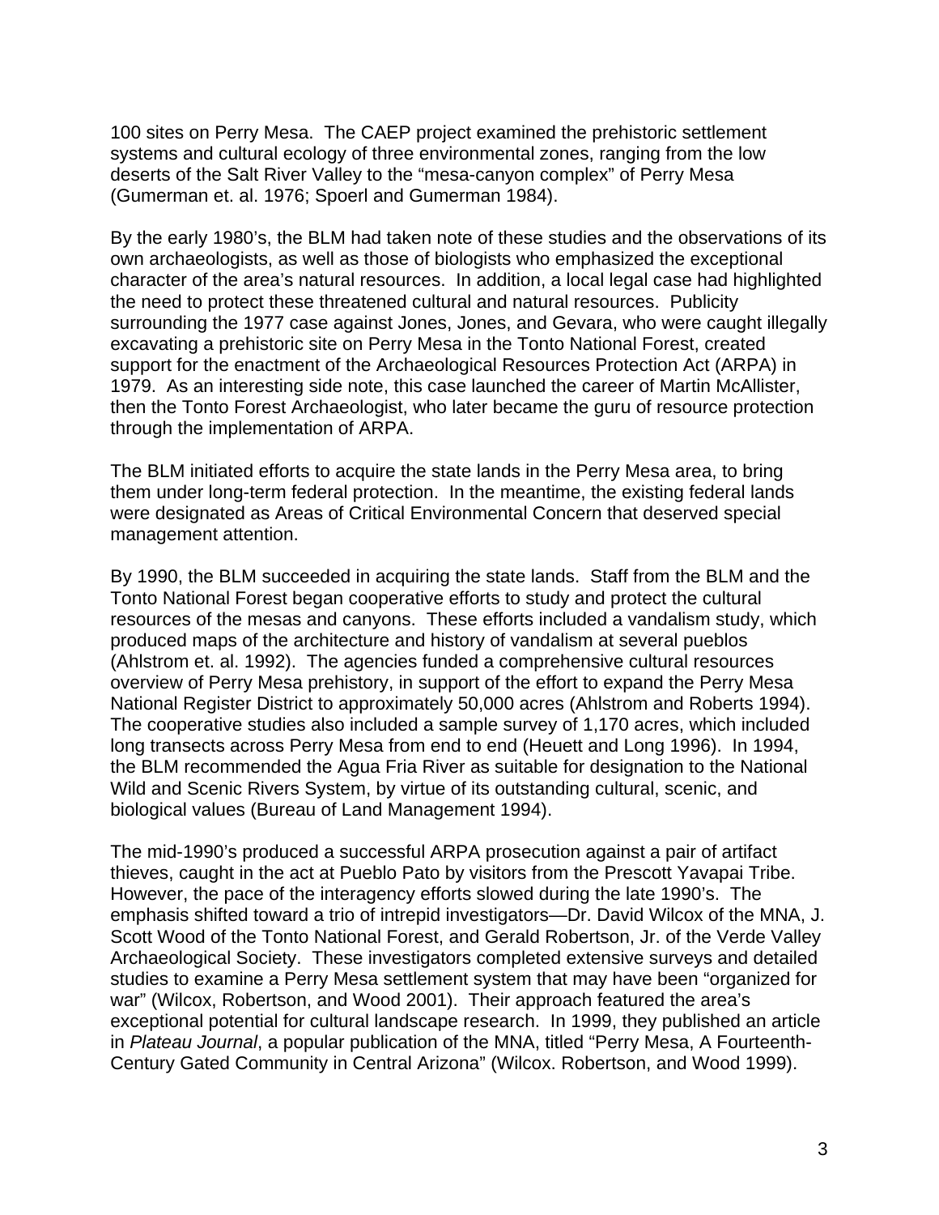100 sites on Perry Mesa. The CAEP project examined the prehistoric settlement systems and cultural ecology of three environmental zones, ranging from the low deserts of the Salt River Valley to the "mesa-canyon complex" of Perry Mesa (Gumerman et. al. 1976; Spoerl and Gumerman 1984).

By the early 1980's, the BLM had taken note of these studies and the observations of its own archaeologists, as well as those of biologists who emphasized the exceptional character of the area's natural resources. In addition, a local legal case had highlighted the need to protect these threatened cultural and natural resources. Publicity surrounding the 1977 case against Jones, Jones, and Gevara, who were caught illegally excavating a prehistoric site on Perry Mesa in the Tonto National Forest, created support for the enactment of the Archaeological Resources Protection Act (ARPA) in 1979. As an interesting side note, this case launched the career of Martin McAllister, then the Tonto Forest Archaeologist, who later became the guru of resource protection through the implementation of ARPA.

The BLM initiated efforts to acquire the state lands in the Perry Mesa area, to bring them under long-term federal protection. In the meantime, the existing federal lands were designated as Areas of Critical Environmental Concern that deserved special management attention.

By 1990, the BLM succeeded in acquiring the state lands. Staff from the BLM and the Tonto National Forest began cooperative efforts to study and protect the cultural resources of the mesas and canyons. These efforts included a vandalism study, which produced maps of the architecture and history of vandalism at several pueblos (Ahlstrom et. al. 1992). The agencies funded a comprehensive cultural resources overview of Perry Mesa prehistory, in support of the effort to expand the Perry Mesa National Register District to approximately 50,000 acres (Ahlstrom and Roberts 1994). The cooperative studies also included a sample survey of 1,170 acres, which included long transects across Perry Mesa from end to end (Heuett and Long 1996). In 1994, the BLM recommended the Agua Fria River as suitable for designation to the National Wild and Scenic Rivers System, by virtue of its outstanding cultural, scenic, and biological values (Bureau of Land Management 1994).

The mid-1990's produced a successful ARPA prosecution against a pair of artifact thieves, caught in the act at Pueblo Pato by visitors from the Prescott Yavapai Tribe. However, the pace of the interagency efforts slowed during the late 1990's. The emphasis shifted toward a trio of intrepid investigators—Dr. David Wilcox of the MNA, J. Scott Wood of the Tonto National Forest, and Gerald Robertson, Jr. of the Verde Valley Archaeological Society. These investigators completed extensive surveys and detailed studies to examine a Perry Mesa settlement system that may have been "organized for war" (Wilcox, Robertson, and Wood 2001). Their approach featured the area's exceptional potential for cultural landscape research. In 1999, they published an article in *Plateau Journal*, a popular publication of the MNA, titled "Perry Mesa, A Fourteenth-Century Gated Community in Central Arizona" (Wilcox. Robertson, and Wood 1999).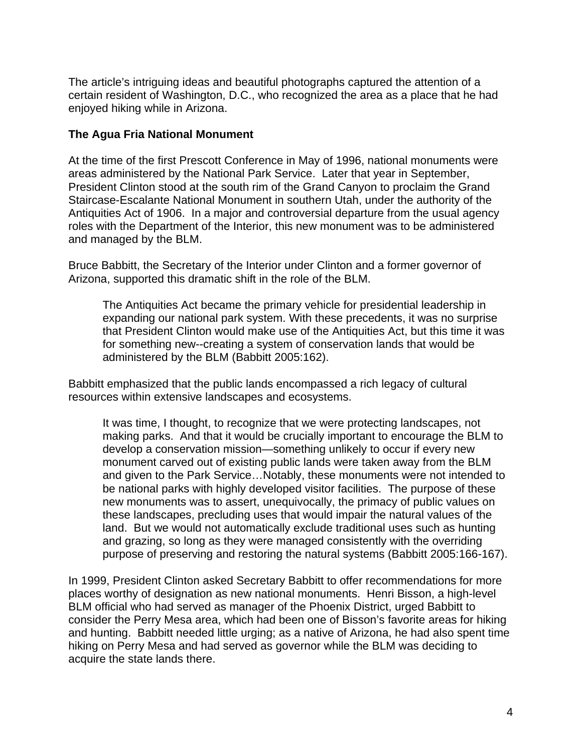The article's intriguing ideas and beautiful photographs captured the attention of a certain resident of Washington, D.C., who recognized the area as a place that he had enjoyed hiking while in Arizona.

**The Agua Fria National Monument**

At the time of the first Prescott Conference in May of 1996, national monuments were areas administered by the National Park Service. Later that year in September, President Clinton stood at the south rim of the Grand Canyon to proclaim the Grand Staircase-Escalante National Monument in southern Utah, under the authority of the Antiquities Act of 1906. In a major and controversial departure from the usual agency roles with the Department of the Interior, this new monument was to be administered and managed by the BLM.

Bruce Babbitt, the Secretary of the Interior under Clinton and a former governor of Arizona, supported this dramatic shift in the role of the BLM.

> The Antiquities Act became the primary vehicle for presidential leadership in expanding our national park system. With these precedents, it was no surprise that President Clinton would make use of the Antiquities Act, but this time it was for something new--creating a system of conservation lands that would be administered by the BLM (Babbitt 2005:162).

Babbitt emphasized that the public lands encompassed a rich legacy of cultural resources within extensive landscapes and ecosystems.

> It was time, I thought, to recognize that we were protecting landscapes, not making parks. And that it would be crucially important to encourage the BLM to develop a conservation mission—something unlikely to occur if every new monument carved out of existing public lands were taken away from the BLM and given to the Park Service…Notably, these monuments were not intended to be national parks with highly developed visitor facilities. The purpose of these new monuments was to assert, unequivocally, the primacy of public values on these landscapes, precluding uses that would impair the natural values of the land. But we would not automatically exclude traditional uses such as hunting and grazing, so long as they were managed consistently with the overriding purpose of preserving and restoring the natural systems (Babbitt 2005:166-167).

In 1999, President Clinton asked Secretary Babbitt to offer recommendations for more places worthy of designation as new national monuments. Henri Bisson, a high-level BLM official who had served as manager of the Phoenix District, urged Babbitt to consider the Perry Mesa area, which had been one of Bisson's favorite areas for hiking and hunting. Babbitt needed little urging; as a native of Arizona, he had also spent time hiking on Perry Mesa and had served as governor while the BLM was deciding to acquire the state lands there.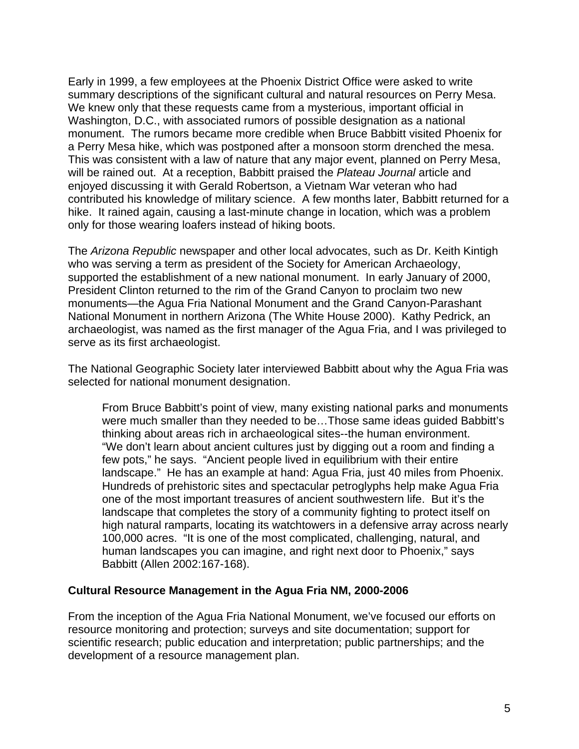Early in 1999, a few employees at the Phoenix District Office were asked to write summary descriptions of the significant cultural and natural resources on Perry Mesa. We knew only that these requests came from a mysterious, important official in Washington, D.C., with associated rumors of possible designation as a national monument. The rumors became more credible when Bruce Babbitt visited Phoenix for a Perry Mesa hike, which was postponed after a monsoon storm drenched the mesa. This was consistent with a law of nature that any major event, planned on Perry Mesa, will be rained out. At a reception, Babbitt praised the *Plateau Journal* article and enjoyed discussing it with Gerald Robertson, a Vietnam War veteran who had contributed his knowledge of military science. A few months later, Babbitt returned for a hike. It rained again, causing a last-minute change in location, which was a problem only for those wearing loafers instead of hiking boots.

The *Arizona Republic* newspaper and other local advocates, such as Dr. Keith Kintigh who was serving a term as president of the Society for American Archaeology, supported the establishment of a new national monument. In early January of 2000, President Clinton returned to the rim of the Grand Canyon to proclaim two new monuments—the Agua Fria National Monument and the Grand Canyon-Parashant National Monument in northern Arizona (The White House 2000). Kathy Pedrick, an archaeologist, was named as the first manager of the Agua Fria, and I was privileged to serve as its first archaeologist.

The National Geographic Society later interviewed Babbitt about why the Agua Fria was selected for national monument designation.

> From Bruce Babbitt's point of view, many existing national parks and monuments were much smaller than they needed to be…Those same ideas guided Babbitt's thinking about areas rich in archaeological sites--the human environment. "We don't learn about ancient cultures just by digging out a room and finding a few pots," he says. "Ancient people lived in equilibrium with their entire landscape." He has an example at hand: Agua Fria, just 40 miles from Phoenix. Hundreds of prehistoric sites and spectacular petroglyphs help make Agua Fria one of the most important treasures of ancient southwestern life. But it's the landscape that completes the story of a community fighting to protect itself on high natural ramparts, locating its watchtowers in a defensive array across nearly 100,000 acres. "It is one of the most complicated, challenging, natural, and human landscapes you can imagine, and right next door to Phoenix," says Babbitt (Allen 2002:167-168).

### Cultural Resource Management in the Agua Fria NM, 2000-2006

From the inception of the Agua Fria National Monument, we've focused our efforts on resource monitoring and protection; surveys and site documentation; support for scientific research; public education and interpretation; public partnerships; and the development of a resource management plan.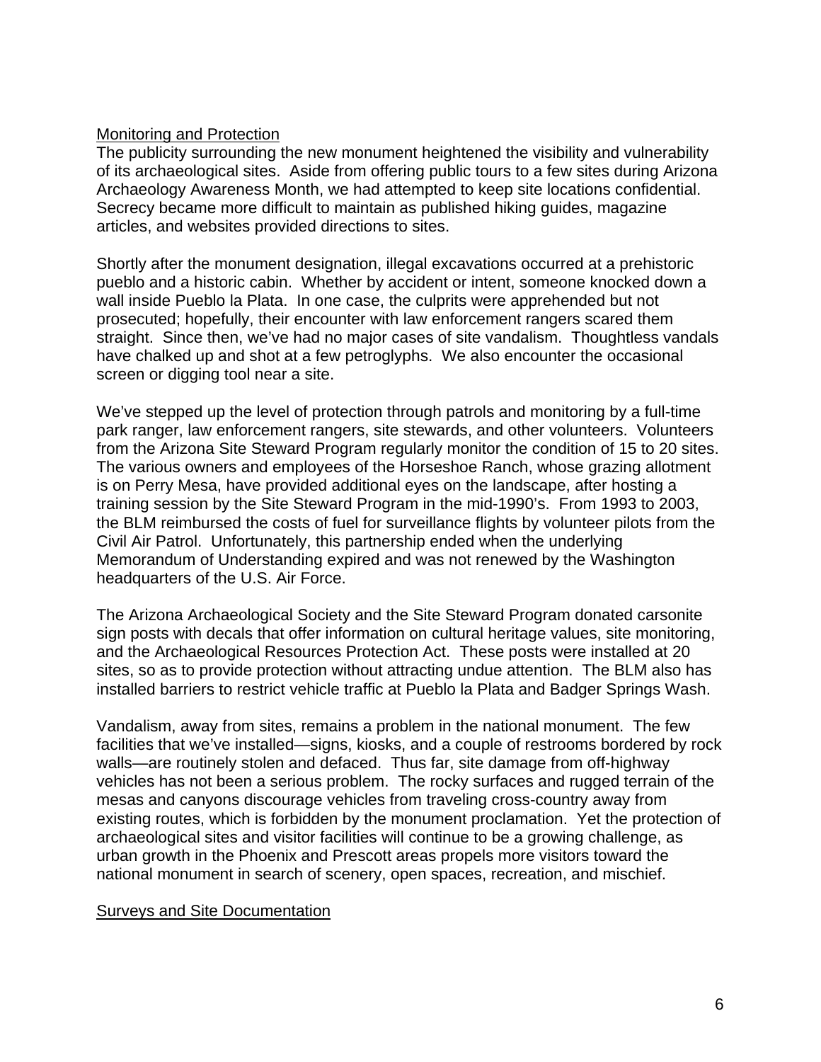## Monitoring and Protection

The publicity surrounding the new monument heightened the visibility and vulnerability of its archaeological sites. Aside from offering public tours to a few sites during Arizona Archaeology Awareness Month, we had attempted to keep site locations confidential. Secrecy became more difficult to maintain as published hiking guides, magazine articles, and websites provided directions to sites.

Shortly after the monument designation, illegal excavations occurred at a prehistoric pueblo and a historic cabin. Whether by accident or intent, someone knocked down a wall inside Pueblo la Plata. In one case, the culprits were apprehended but not prosecuted; hopefully, their encounter with law enforcement rangers scared them straight. Since then, we've had no major cases of site vandalism. Thoughtless vandals have chalked up and shot at a few petroglyphs. We also encounter the occasional screen or digging tool near a site.

We've stepped up the level of protection through patrols and monitoring by a full-time park ranger, law enforcement rangers, site stewards, and other volunteers. Volunteers from the Arizona Site Steward Program regularly monitor the condition of 15 to 20 sites. The various owners and employees of the Horseshoe Ranch, whose grazing allotment is on Perry Mesa, have provided additional eyes on the landscape, after hosting a training session by the Site Steward Program in the mid-1990's. From 1993 to 2003, the BLM reimbursed the costs of fuel for surveillance flights by volunteer pilots from the Civil Air Patrol. Unfortunately, this partnership ended when the underlying Memorandum of Understanding expired and was not renewed by the Washington headquarters of the U.S. Air Force.

The Arizona Archaeological Society and the Site Steward Program donated carsonite sign posts with decals that offer information on cultural heritage values, site monitoring, and the Archaeological Resources Protection Act. These posts were installed at 20 sites, so as to provide protection without attracting undue attention. The BLM also has installed barriers to restrict vehicle traffic at Pueblo la Plata and Badger Springs Wash.

Vandalism, away from sites, remains a problem in the national monument. The few facilities that we've installed—signs, kiosks, and a couple of restrooms bordered by rock walls—are routinely stolen and defaced. Thus far, site damage from off-highway vehicles has not been a serious problem. The rocky surfaces and rugged terrain of the mesas and canyons discourage vehicles from traveling cross-country away from existing routes, which is forbidden by the monument proclamation. Yet the protection of archaeological sites and visitor facilities will continue to be a growing challenge, as urban growth in the Phoenix and Prescott areas propels more visitors toward the national monument in search of scenery, open spaces, recreation, and mischief.

## Surveys and Site Documentation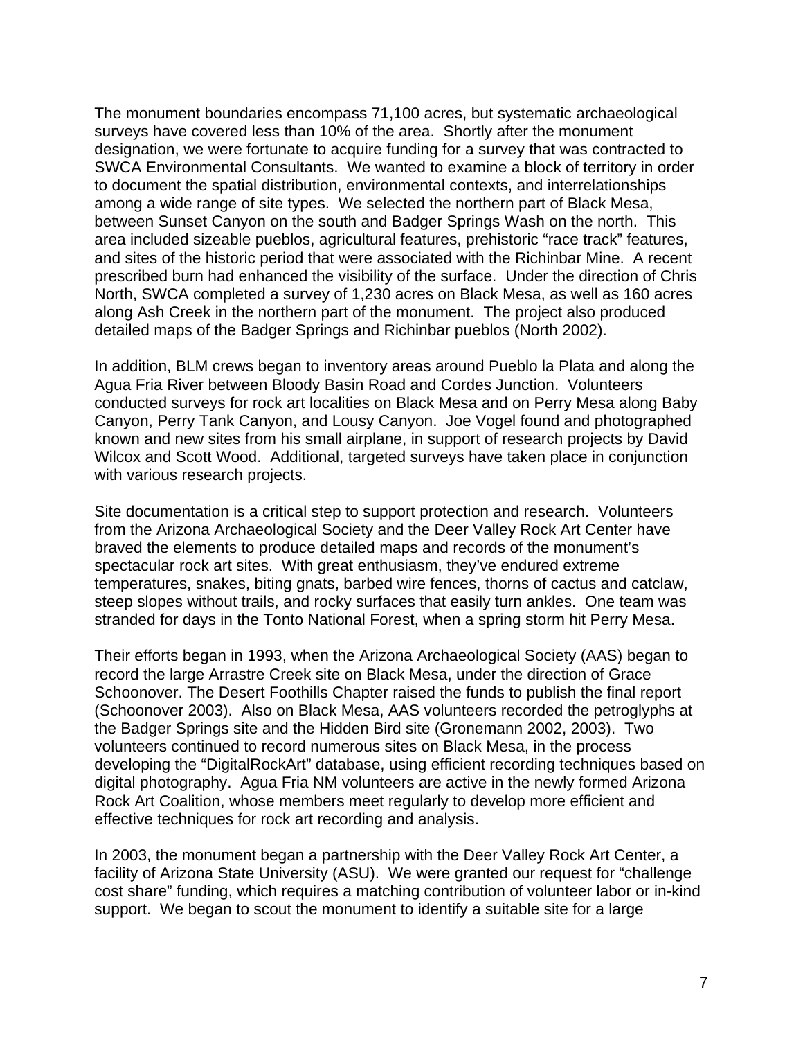The monument boundaries encompass 71,100 acres, but systematic archaeological surveys have covered less than 10% of the area. Shortly after the monument designation, we were fortunate to acquire funding for a survey that was contracted to SWCA Environmental Consultants. We wanted to examine a block of territory in order to document the spatial distribution, environmental contexts, and interrelationships among a wide range of site types. We selected the northern part of Black Mesa, between Sunset Canyon on the south and Badger Springs Wash on the north. This area included sizeable pueblos, agricultural features, prehistoric "race track" features, and sites of the historic period that were associated with the Richinbar Mine. A recent prescribed burn had enhanced the visibility of the surface. Under the direction of Chris North, SWCA completed a survey of 1,230 acres on Black Mesa, as well as 160 acres along Ash Creek in the northern part of the monument. The project also produced detailed maps of the Badger Springs and Richinbar pueblos (North 2002).

In addition, BLM crews began to inventory areas around Pueblo la Plata and along the Agua Fria River between Bloody Basin Road and Cordes Junction. Volunteers conducted surveys for rock art localities on Black Mesa and on Perry Mesa along Baby Canyon, Perry Tank Canyon, and Lousy Canyon. Joe Vogel found and photographed known and new sites from his small airplane, in support of research projects by David Wilcox and Scott Wood. Additional, targeted surveys have taken place in conjunction with various research projects.

Site documentation is a critical step to support protection and research. Volunteers from the Arizona Archaeological Society and the Deer Valley Rock Art Center have braved the elements to produce detailed maps and records of the monument's spectacular rock art sites. With great enthusiasm, they've endured extreme temperatures, snakes, biting gnats, barbed wire fences, thorns of cactus and catclaw, steep slopes without trails, and rocky surfaces that easily turn ankles. One team was stranded for days in the Tonto National Forest, when a spring storm hit Perry Mesa.

Their efforts began in 1993, when the Arizona Archaeological Society (AAS) began to record the large Arrastre Creek site on Black Mesa, under the direction of Grace Schoonover. The Desert Foothills Chapter raised the funds to publish the final report (Schoonover 2003). Also on Black Mesa, AAS volunteers recorded the petroglyphs at the Badger Springs site and the Hidden Bird site (Gronemann 2002, 2003). Two volunteers continued to record numerous sites on Black Mesa, in the process developing the "DigitalRockArt" database, using efficient recording techniques based on digital photography. Agua Fria NM volunteers are active in the newly formed Arizona Rock Art Coalition, whose members meet regularly to develop more efficient and effective techniques for rock art recording and analysis.

In 2003, the monument began a partnership with the Deer Valley Rock Art Center, a facility of Arizona State University (ASU). We were granted our request for "challenge cost share" funding, which requires a matching contribution of volunteer labor or in-kind support. We began to scout the monument to identify a suitable site for a large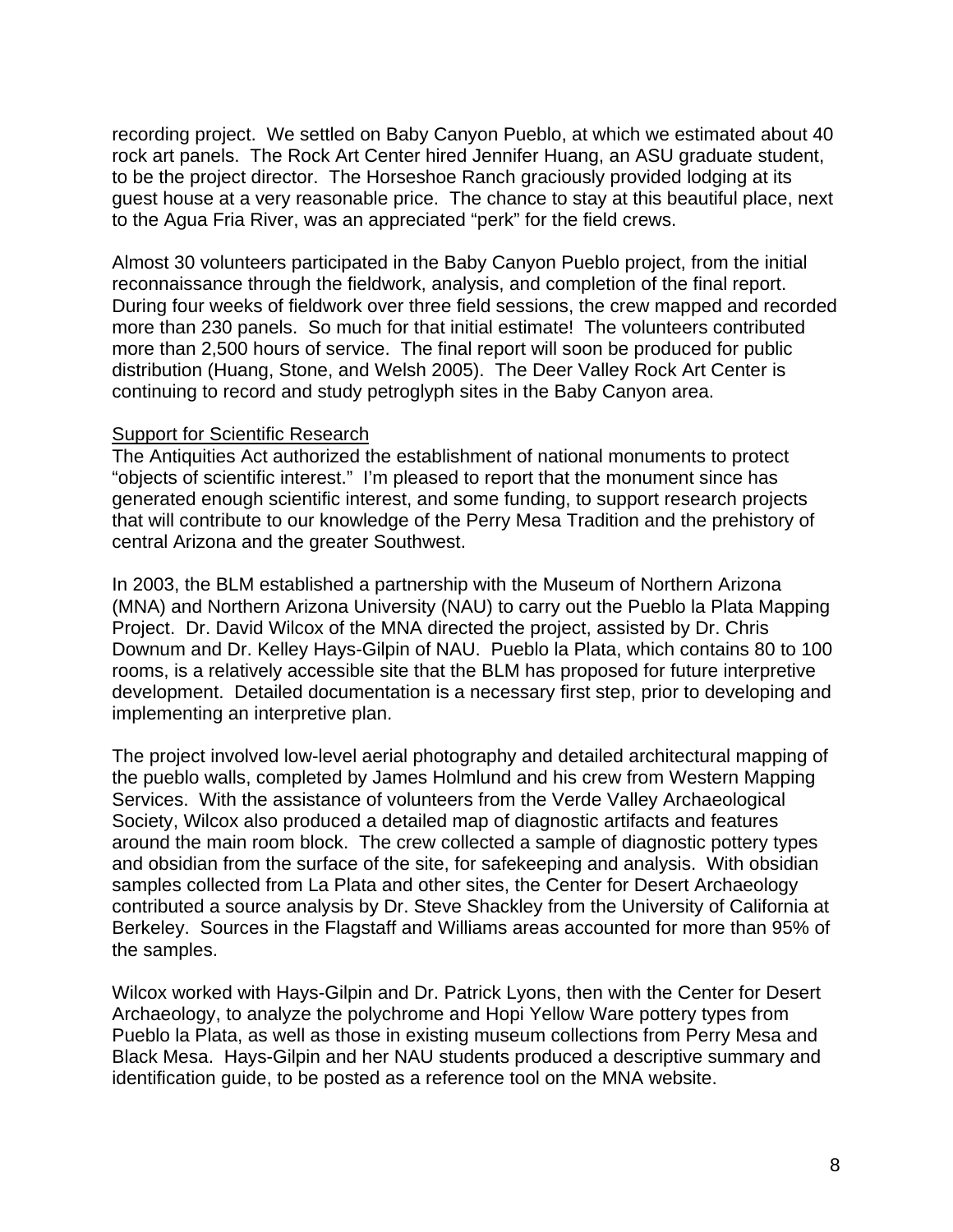recording project. We settled on Baby Canyon Pueblo, at which we estimated about 40 rock art panels. The Rock Art Center hired Jennifer Huang, an ASU graduate student, to be the project director. The Horseshoe Ranch graciously provided lodging at its guest house at a very reasonable price. The chance to stay at this beautiful place, next to the Agua Fria River, was an appreciated "perk" for the field crews.

Almost 30 volunteers participated in the Baby Canyon Pueblo project, from the initial reconnaissance through the fieldwork, analysis, and completion of the final report. During four weeks of fieldwork over three field sessions, the crew mapped and recorded more than 230 panels. So much for that initial estimate! The volunteers contributed more than 2,500 hours of service. The final report will soon be produced for public distribution (Huang, Stone, and Welsh 2005). The Deer Valley Rock Art Center is continuing to record and study petroglyph sites in the Baby Canyon area.

<u>Support for Scientific Research</u>

The Antiquities Act authorized the establishment of national monuments to protect "objects of scientific interest." I'm pleased to report that the monument since has generated enough scientific interest, and some funding, to support research projects that will contribute to our knowledge of the Perry Mesa Tradition and the prehistory of central Arizona and the greater Southwest.

In 2003, the BLM established a partnership with the Museum of Northern Arizona (MNA) and Northern Arizona University (NAU) to carry out the Pueblo la Plata Mapping Project. Dr. David Wilcox of the MNA directed the project, assisted by Dr. Chris Downum and Dr. Kelley Hays-Gilpin of NAU. Pueblo la Plata, which contains 80 to 100 rooms, is a relatively accessible site that the BLM has proposed for future interpretive development. Detailed documentation is a necessary first step, prior to developing and implementing an interpretive plan.

The project involved low-level aerial photography and detailed architectural mapping of the pueblo walls, completed by James Holmlund and his crew from Western Mapping Services. With the assistance of volunteers from the Verde Valley Archaeological Society, Wilcox also produced a detailed map of diagnostic artifacts and features around the main room block. The crew collected a sample of diagnostic pottery types and obsidian from the surface of the site, for safekeeping and analysis. With obsidian samples collected from La Plata and other sites, the Center for Desert Archaeology contributed a source analysis by Dr. Steve Shackley from the University of California at Berkeley. Sources in the Flagstaff and Williams areas accounted for more than 95% of the samples.

Wilcox worked with Hays-Gilpin and Dr. Patrick Lyons, then with the Center for Desert Archaeology, to analyze the polychrome and Hopi Yellow Ware pottery types from Pueblo la Plata, as well as those in existing museum collections from Perry Mesa and Black Mesa. Hays-Gilpin and her NAU students produced a descriptive summary and identification guide, to be posted as a reference tool on the MNA website.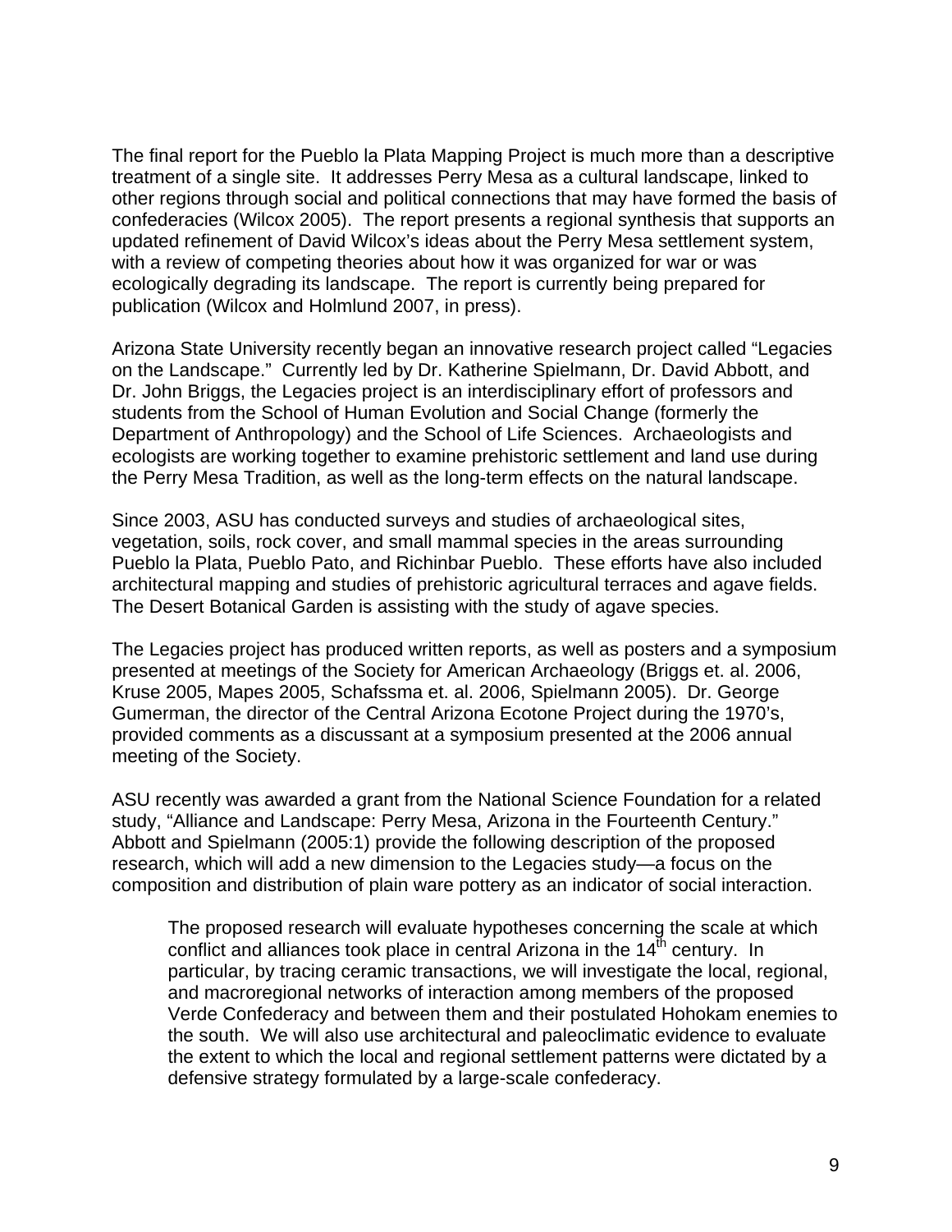The final report for the Pueblo la Plata Mapping Project is much more than a descriptive treatment of a single site. It addresses Perry Mesa as a cultural landscape, linked to other regions through social and political connections that may have formed the basis of confederacies (Wilcox 2005). The report presents a regional synthesis that supports an updated refinement of David Wilcox's ideas about the Perry Mesa settlement system, with a review of competing theories about how it was organized for war or was ecologically degrading its landscape. The report is currently being prepared for publication (Wilcox and Holmlund 2007, in press).

Arizona State University recently began an innovative research project called "Legacies on the Landscape." Currently led by Dr. Katherine Spielmann, Dr. David Abbott, and Dr. John Briggs, the Legacies project is an interdisciplinary effort of professors and students from the School of Human Evolution and Social Change (formerly the Department of Anthropology) and the School of Life Sciences. Archaeologists and ecologists are working together to examine prehistoric settlement and land use during the Perry Mesa Tradition, as well as the long-term effects on the natural landscape.

Since 2003, ASU has conducted surveys and studies of archaeological sites, vegetation, soils, rock cover, and small mammal species in the areas surrounding Pueblo la Plata, Pueblo Pato, and Richinbar Pueblo. These efforts have also included architectural mapping and studies of prehistoric agricultural terraces and agave fields. The Desert Botanical Garden is assisting with the study of agave species.

The Legacies project has produced written reports, as well as posters and a symposium presented at meetings of the Society for American Archaeology (Briggs et. al. 2006, Kruse 2005, Mapes 2005, Schafssma et. al. 2006, Spielmann 2005). Dr. George Gumerman, the director of the Central Arizona Ecotone Project during the 1970's, provided comments as a discussant at a symposium presented at the 2006 annual meeting of the Society.

ASU recently was awarded a grant from the National Science Foundation for a related study, "Alliance and Landscape: Perry Mesa, Arizona in the Fourteenth Century." Abbott and Spielmann (2005:1) provide the following description of the proposed research, which will add a new dimension to the Legacies study—a focus on the composition and distribution of plain ware pottery as an indicator of social interaction.

> The proposed research will evaluate hypotheses concerning the scale at which conflict and alliances took place in central Arizona in the 14th century. In particular, by tracing ceramic transactions, we will investigate the local, regional, and macroregional networks of interaction among members of the proposed Verde Confederacy and between them and their postulated Hohokam enemies to the south. We will also use architectural and paleoclimatic evidence to evaluate the extent to which the local and regional settlement patterns were dictated by a defensive strategy formulated by a large-scale confederacy.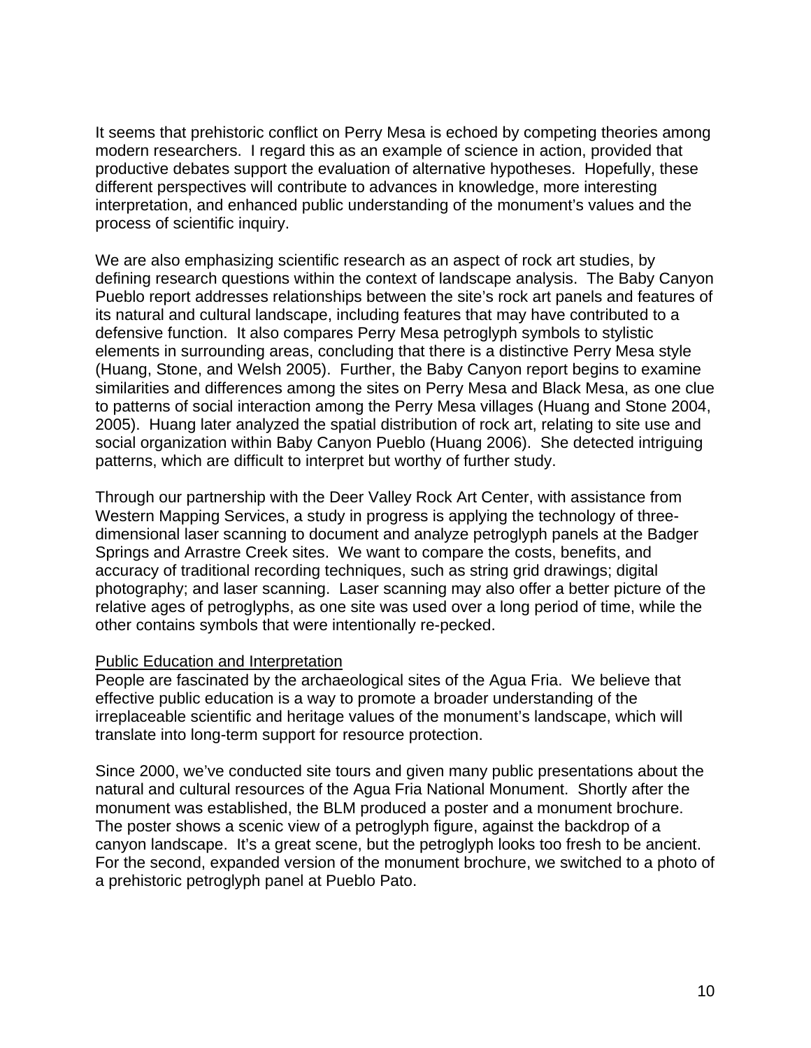It seems that prehistoric conflict on Perry Mesa is echoed by competing theories among modern researchers. I regard this as an example of science in action, provided that productive debates support the evaluation of alternative hypotheses. Hopefully, these different perspectives will contribute to advances in knowledge, more interesting interpretation, and enhanced public understanding of the monument's values and the process of scientific inquiry.

We are also emphasizing scientific research as an aspect of rock art studies, by defining research questions within the context of landscape analysis. The Baby Canyon Pueblo report addresses relationships between the site's rock art panels and features of its natural and cultural landscape, including features that may have contributed to a defensive function. It also compares Perry Mesa petroglyph symbols to stylistic elements in surrounding areas, concluding that there is a distinctive Perry Mesa style (Huang, Stone, and Welsh 2005). Further, the Baby Canyon report begins to examine similarities and differences among the sites on Perry Mesa and Black Mesa, as one clue to patterns of social interaction among the Perry Mesa villages (Huang and Stone 2004, 2005). Huang later analyzed the spatial distribution of rock art, relating to site use and social organization within Baby Canyon Pueblo (Huang 2006). She detected intriguing patterns, which are difficult to interpret but worthy of further study.

Through our partnership with the Deer Valley Rock Art Center, with assistance from Western Mapping Services, a study in progress is applying the technology of three-dimensional laser scanning to document and analyze petroglyph panels at the Badger Springs and Arrastre Creek sites. We want to compare the costs, benefits, and accuracy of traditional recording techniques, such as string grid drawings; digital photography; and laser scanning. Laser scanning may also offer a better picture of the relative ages of petroglyphs, as one site was used over a long period of time, while the other contains symbols that were intentionally re-pecked.

<u>Public Education and Interpretation</u>

People are fascinated by the archaeological sites of the Agua Fria. We believe that effective public education is a way to promote a broader understanding of the irreplaceable scientific and heritage values of the monument's landscape, which will translate into long-term support for resource protection.

Since 2000, we've conducted site tours and given many public presentations about the natural and cultural resources of the Agua Fria National Monument. Shortly after the monument was established, the BLM produced a poster and a monument brochure. The poster shows a scenic view of a petroglyph figure, against the backdrop of a canyon landscape. It's a great scene, but the petroglyph looks too fresh to be ancient. For the second, expanded version of the monument brochure, we switched to a photo of a prehistoric petroglyph panel at Pueblo Pato.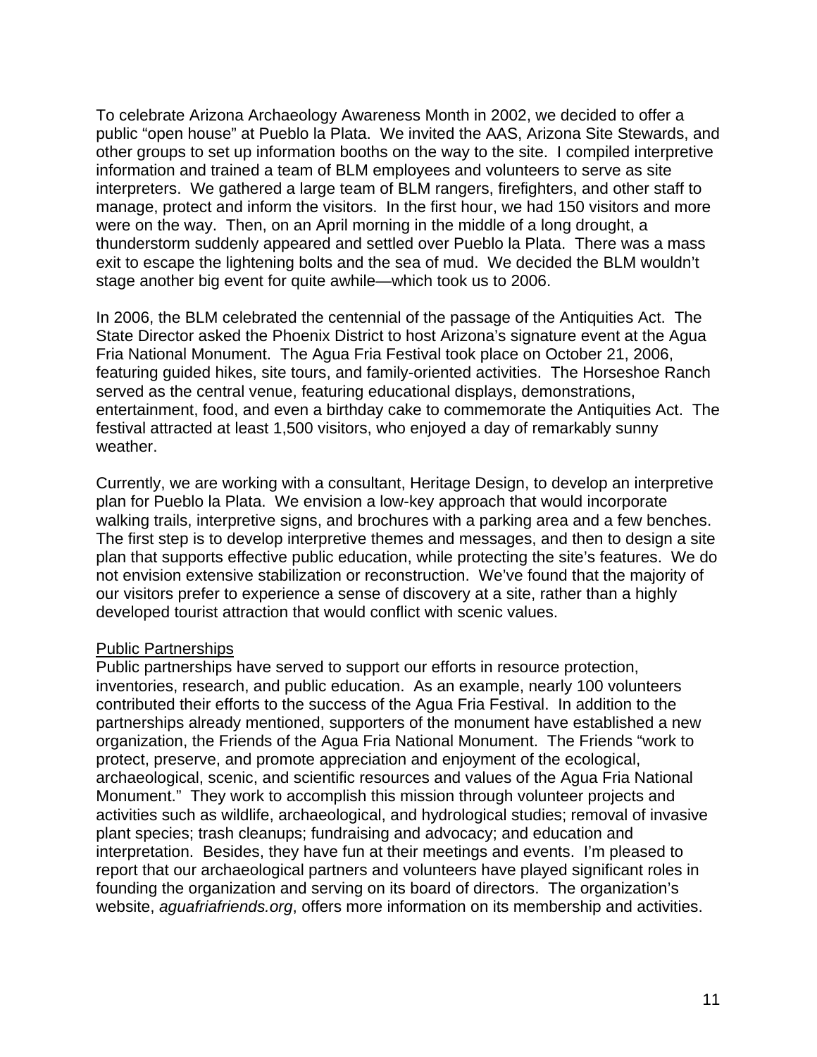To celebrate Arizona Archaeology Awareness Month in 2002, we decided to offer a public "open house" at Pueblo la Plata. We invited the AAS, Arizona Site Stewards, and other groups to set up information booths on the way to the site. I compiled interpretive information and trained a team of BLM employees and volunteers to serve as site interpreters. We gathered a large team of BLM rangers, firefighters, and other staff to manage, protect and inform the visitors. In the first hour, we had 150 visitors and more were on the way. Then, on an April morning in the middle of a long drought, a thunderstorm suddenly appeared and settled over Pueblo la Plata. There was a mass exit to escape the lightening bolts and the sea of mud. We decided the BLM wouldn't stage another big event for quite awhile—which took us to 2006.

In 2006, the BLM celebrated the centennial of the passage of the Antiquities Act. The State Director asked the Phoenix District to host Arizona's signature event at the Agua Fria National Monument. The Agua Fria Festival took place on October 21, 2006, featuring guided hikes, site tours, and family-oriented activities. The Horseshoe Ranch served as the central venue, featuring educational displays, demonstrations, entertainment, food, and even a birthday cake to commemorate the Antiquities Act. The festival attracted at least 1,500 visitors, who enjoyed a day of remarkably sunny weather.

Currently, we are working with a consultant, Heritage Design, to develop an interpretive plan for Pueblo la Plata. We envision a low-key approach that would incorporate walking trails, interpretive signs, and brochures with a parking area and a few benches. The first step is to develop interpretive themes and messages, and then to design a site plan that supports effective public education, while protecting the site's features. We do not envision extensive stabilization or reconstruction. We've found that the majority of our visitors prefer to experience a sense of discovery at a site, rather than a highly developed tourist attraction that would conflict with scenic values.

Public Partnerships

Public partnerships have served to support our efforts in resource protection, inventories, research, and public education. As an example, nearly 100 volunteers contributed their efforts to the success of the Agua Fria Festival. In addition to the partnerships already mentioned, supporters of the monument have established a new organization, the Friends of the Agua Fria National Monument. The Friends "work to protect, preserve, and promote appreciation and enjoyment of the ecological, archaeological, scenic, and scientific resources and values of the Agua Fria National Monument." They work to accomplish this mission through volunteer projects and activities such as wildlife, archaeological, and hydrological studies; removal of invasive plant species; trash cleanups; fundraising and advocacy; and education and interpretation. Besides, they have fun at their meetings and events. I'm pleased to report that our archaeological partners and volunteers have played significant roles in founding the organization and serving on its board of directors. The organization's website, *aguafriafriends.org*, offers more information on its membership and activities.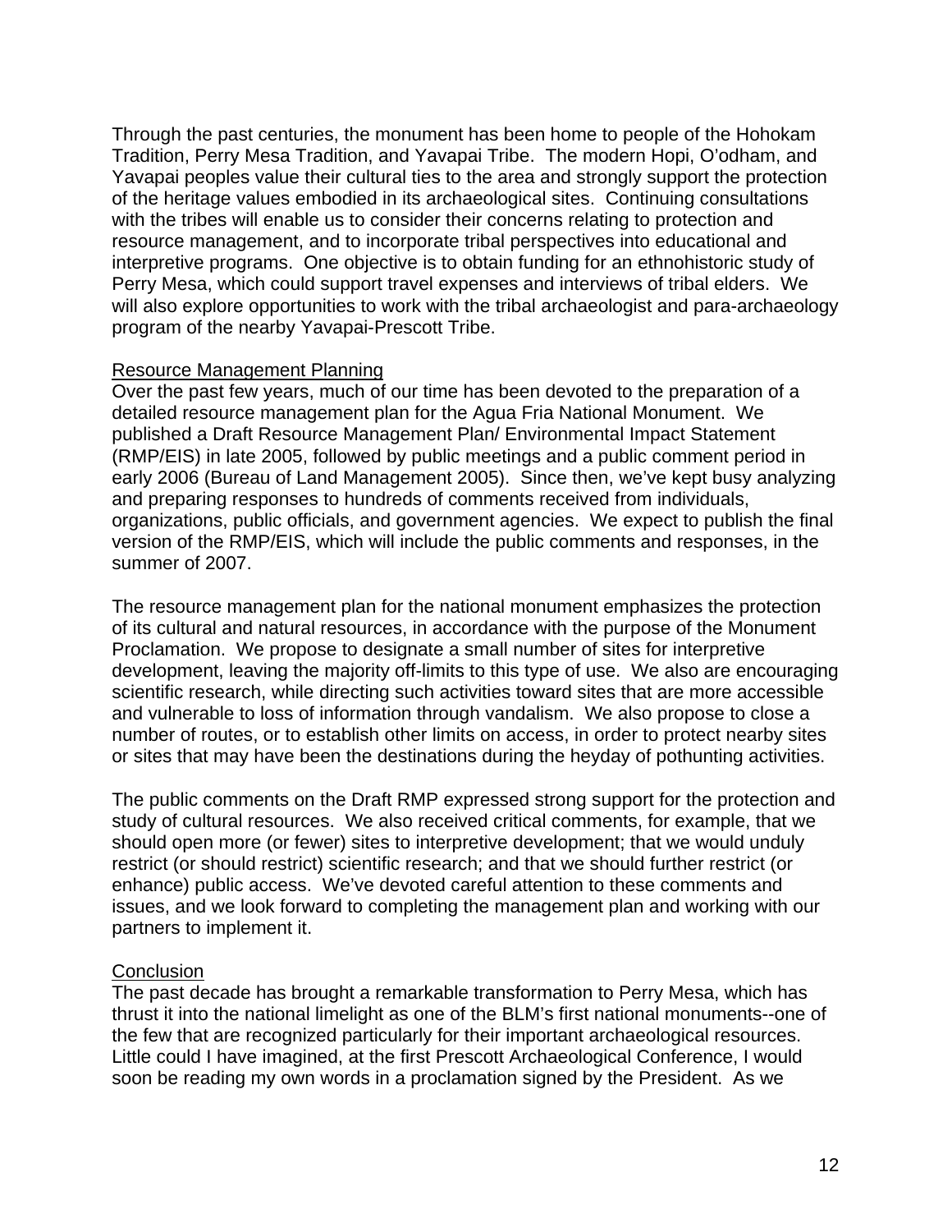Through the past centuries, the monument has been home to people of the Hohokam Tradition, Perry Mesa Tradition, and Yavapai Tribe. The modern Hopi, O'odham, and Yavapai peoples value their cultural ties to the area and strongly support the protection of the heritage values embodied in its archaeological sites. Continuing consultations with the tribes will enable us to consider their concerns relating to protection and resource management, and to incorporate tribal perspectives into educational and interpretive programs. One objective is to obtain funding for an ethnohistoric study of Perry Mesa, which could support travel expenses and interviews of tribal elders. We will also explore opportunities to work with the tribal archaeologist and para-archaeology program of the nearby Yavapai-Prescott Tribe.

## Resource Management Planning

Over the past few years, much of our time has been devoted to the preparation of a detailed resource management plan for the Agua Fria National Monument. We published a Draft Resource Management Plan/ Environmental Impact Statement (RMP/EIS) in late 2005, followed by public meetings and a public comment period in early 2006 (Bureau of Land Management 2005). Since then, we've kept busy analyzing and preparing responses to hundreds of comments received from individuals, organizations, public officials, and government agencies. We expect to publish the final version of the RMP/EIS, which will include the public comments and responses, in the summer of 2007.

The resource management plan for the national monument emphasizes the protection of its cultural and natural resources, in accordance with the purpose of the Monument Proclamation. We propose to designate a small number of sites for interpretive development, leaving the majority off-limits to this type of use. We also are encouraging scientific research, while directing such activities toward sites that are more accessible and vulnerable to loss of information through vandalism. We also propose to close a number of routes, or to establish other limits on access, in order to protect nearby sites or sites that may have been the destinations during the heyday of pothunting activities.

The public comments on the Draft RMP expressed strong support for the protection and study of cultural resources. We also received critical comments, for example, that we should open more (or fewer) sites to interpretive development; that we would unduly restrict (or should restrict) scientific research; and that we should further restrict (or enhance) public access. We've devoted careful attention to these comments and issues, and we look forward to completing the management plan and working with our partners to implement it.

## Conclusion

The past decade has brought a remarkable transformation to Perry Mesa, which has thrust it into the national limelight as one of the BLM's first national monuments--one of the few that are recognized particularly for their important archaeological resources. Little could I have imagined, at the first Prescott Archaeological Conference, I would soon be reading my own words in a proclamation signed by the President. As we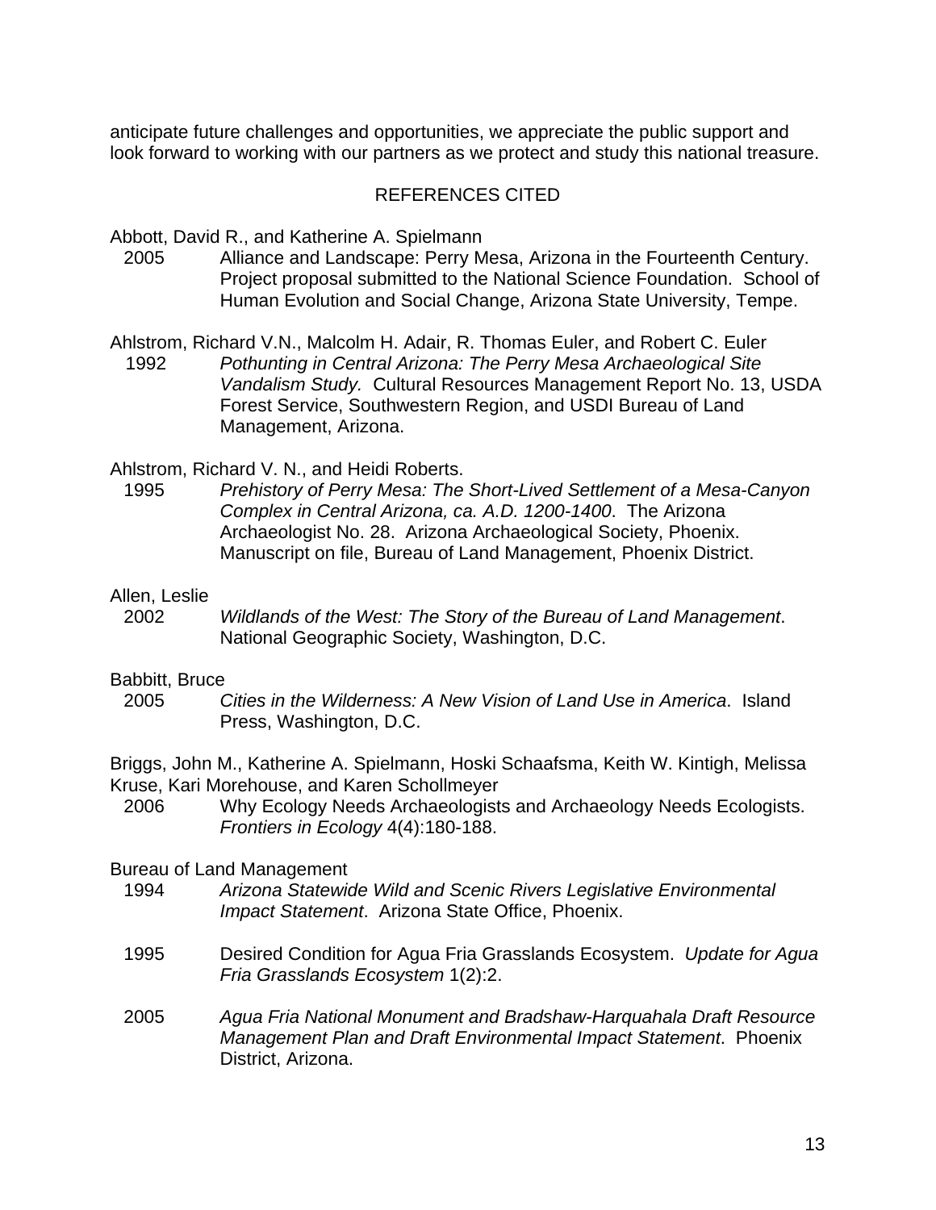anticipate future challenges and opportunities, we appreciate the public support and look forward to working with our partners as we protect and study this national treasure.

## REFERENCES CITED

Abbott, David R., and Katherine A. Spielmann
2005 Alliance and Landscape: Perry Mesa, Arizona in the Fourteenth Century. Project proposal submitted to the National Science Foundation. School of Human Evolution and Social Change, Arizona State University, Tempe.

Ahlstrom, Richard V.N., Malcolm H. Adair, R. Thomas Euler, and Robert C. Euler
1992 *Pothunting in Central Arizona: The Perry Mesa Archaeological Site Vandalism Study.* Cultural Resources Management Report No. 13, USDA Forest Service, Southwestern Region, and USDI Bureau of Land Management, Arizona.

Ahlstrom, Richard V. N., and Heidi Roberts.
1995 *Prehistory of Perry Mesa: The Short-Lived Settlement of a Mesa-Canyon Complex in Central Arizona, ca. A.D. 1200-1400*. The Arizona Archaeologist No. 28. Arizona Archaeological Society, Phoenix. Manuscript on file, Bureau of Land Management, Phoenix District.

Allen, Leslie
2002 *Wildlands of the West: The Story of the Bureau of Land Management*. National Geographic Society, Washington, D.C.

Babbitt, Bruce
2005 *Cities in the Wilderness: A New Vision of Land Use in America*. Island Press, Washington, D.C.

Briggs, John M., Katherine A. Spielmann, Hoski Schaafsma, Keith W. Kintigh, Melissa Kruse, Kari Morehouse, and Karen Schollmeyer
2006 Why Ecology Needs Archaeologists and Archaeology Needs Ecologists. *Frontiers in Ecology* 4(4):180-188.

Bureau of Land Management
1994 *Arizona Statewide Wild and Scenic Rivers Legislative Environmental Impact Statement*. Arizona State Office, Phoenix.

1995 Desired Condition for Agua Fria Grasslands Ecosystem. *Update for Agua Fria Grasslands Ecosystem* 1(2):2.

2005 *Agua Fria National Monument and Bradshaw-Harquahala Draft Resource Management Plan and Draft Environmental Impact Statement*. Phoenix District, Arizona.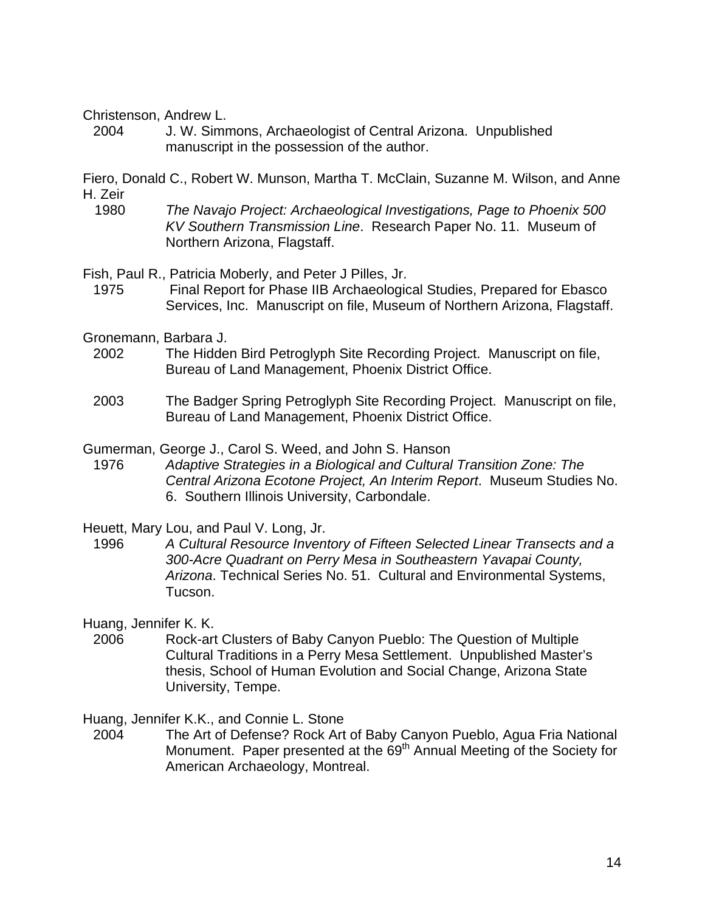Christenson, Andrew L.

2004 J. W. Simmons, Archaeologist of Central Arizona. Unpublished manuscript in the possession of the author.

Fiero, Donald C., Robert W. Munson, Martha T. McClain, Suzanne M. Wilson, and Anne H. Zeir

1980 *The Navajo Project: Archaeological Investigations, Page to Phoenix 500 KV Southern Transmission Line*. Research Paper No. 11. Museum of Northern Arizona, Flagstaff.

Fish, Paul R., Patricia Moberly, and Peter J Pilles, Jr.

1975 Final Report for Phase IIB Archaeological Studies, Prepared for Ebasco Services, Inc. Manuscript on file, Museum of Northern Arizona, Flagstaff.

Gronemann, Barbara J.

2002 The Hidden Bird Petroglyph Site Recording Project. Manuscript on file, Bureau of Land Management, Phoenix District Office.

2003 The Badger Spring Petroglyph Site Recording Project. Manuscript on file, Bureau of Land Management, Phoenix District Office.

Gumerman, George J., Carol S. Weed, and John S. Hanson

1976 *Adaptive Strategies in a Biological and Cultural Transition Zone: The Central Arizona Ecotone Project, An Interim Report*. Museum Studies No. 6. Southern Illinois University, Carbondale.

Heuett, Mary Lou, and Paul V. Long, Jr.

1996 *A Cultural Resource Inventory of Fifteen Selected Linear Transects and a 300-Acre Quadrant on Perry Mesa in Southeastern Yavapai County, Arizona*. Technical Series No. 51. Cultural and Environmental Systems, Tucson.

Huang, Jennifer K. K.

2006 Rock-art Clusters of Baby Canyon Pueblo: The Question of Multiple Cultural Traditions in a Perry Mesa Settlement. Unpublished Master's thesis, School of Human Evolution and Social Change, Arizona State University, Tempe.

Huang, Jennifer K.K., and Connie L. Stone

2004 The Art of Defense? Rock Art of Baby Canyon Pueblo, Agua Fria National Monument. Paper presented at the 69th Annual Meeting of the Society for American Archaeology, Montreal.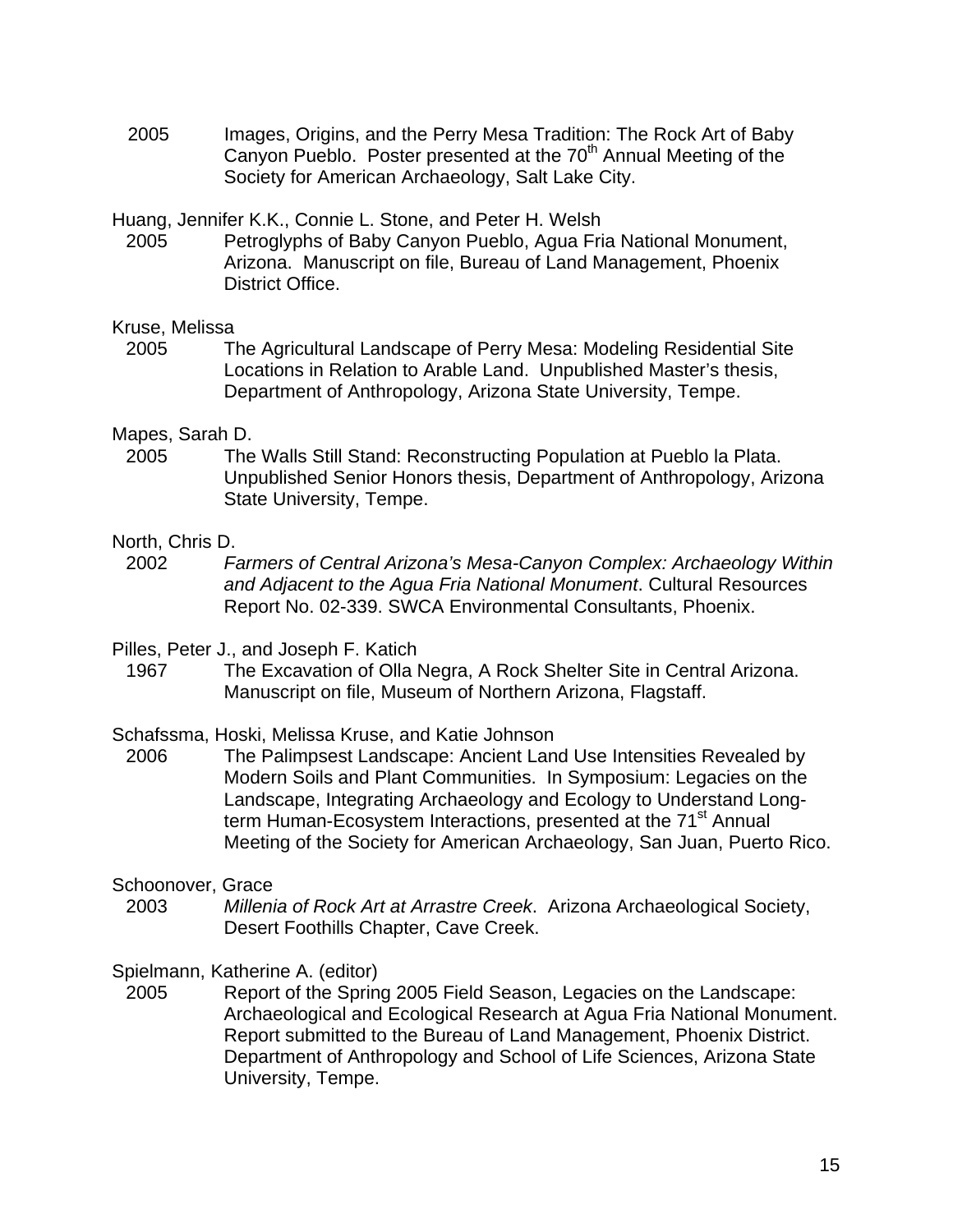2005 Images, Origins, and the Perry Mesa Tradition: The Rock Art of Baby Canyon Pueblo. Poster presented at the 70th Annual Meeting of the Society for American Archaeology, Salt Lake City.

Huang, Jennifer K.K., Connie L. Stone, and Peter H. Welsh

2005 Petroglyphs of Baby Canyon Pueblo, Agua Fria National Monument, Arizona. Manuscript on file, Bureau of Land Management, Phoenix District Office.

Kruse, Melissa

2005 The Agricultural Landscape of Perry Mesa: Modeling Residential Site Locations in Relation to Arable Land. Unpublished Master's thesis, Department of Anthropology, Arizona State University, Tempe.

Mapes, Sarah D.

2005 The Walls Still Stand: Reconstructing Population at Pueblo la Plata. Unpublished Senior Honors thesis, Department of Anthropology, Arizona State University, Tempe.

North, Chris D.

2002 *Farmers of Central Arizona's Mesa-Canyon Complex: Archaeology Within and Adjacent to the Agua Fria National Monument*. Cultural Resources Report No. 02-339. SWCA Environmental Consultants, Phoenix.

Pilles, Peter J., and Joseph F. Katich

1967 The Excavation of Olla Negra, A Rock Shelter Site in Central Arizona. Manuscript on file, Museum of Northern Arizona, Flagstaff.

Schafssma, Hoski, Melissa Kruse, and Katie Johnson

2006 The Palimpsest Landscape: Ancient Land Use Intensities Revealed by Modern Soils and Plant Communities. In Symposium: Legacies on the Landscape, Integrating Archaeology and Ecology to Understand Long-term Human-Ecosystem Interactions, presented at the 71st Annual Meeting of the Society for American Archaeology, San Juan, Puerto Rico.

Schoonover, Grace

2003 *Millenia of Rock Art at Arrastre Creek*. Arizona Archaeological Society, Desert Foothills Chapter, Cave Creek.

Spielmann, Katherine A. (editor)

2005 Report of the Spring 2005 Field Season, Legacies on the Landscape: Archaeological and Ecological Research at Agua Fria National Monument. Report submitted to the Bureau of Land Management, Phoenix District. Department of Anthropology and School of Life Sciences, Arizona State University, Tempe.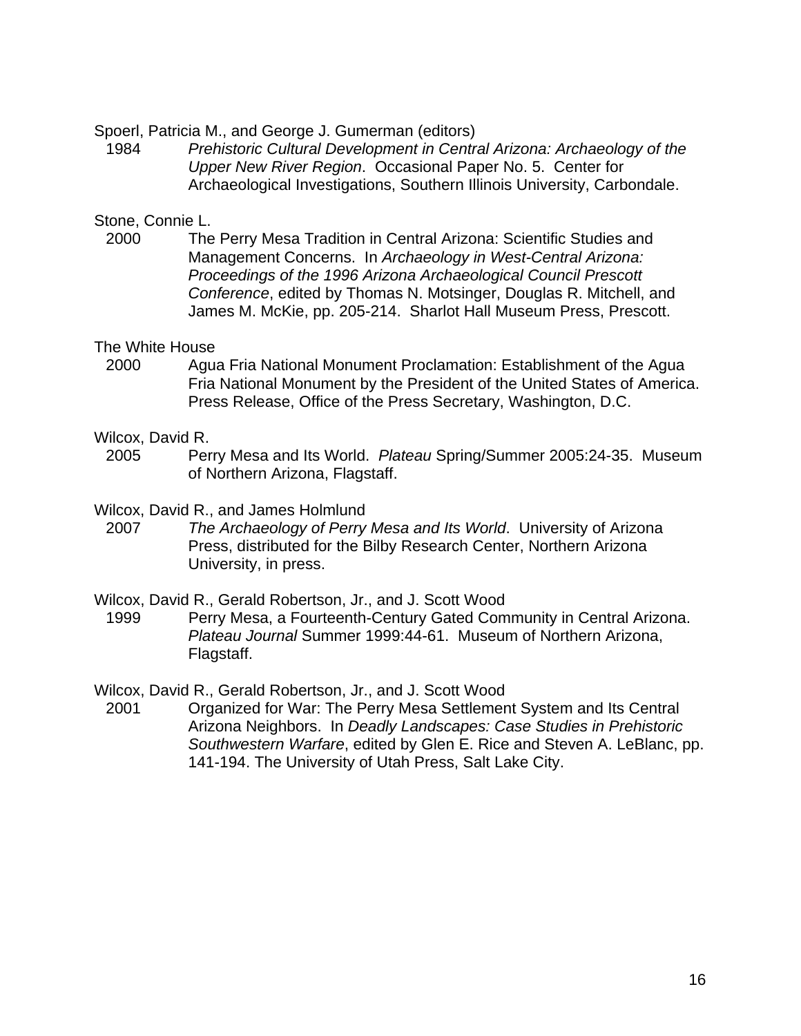Spoerl, Patricia M., and George J. Gumerman (editors)
1984 *Prehistoric Cultural Development in Central Arizona: Archaeology of the Upper New River Region*. Occasional Paper No. 5. Center for Archaeological Investigations, Southern Illinois University, Carbondale.

Stone, Connie L.
2000 The Perry Mesa Tradition in Central Arizona: Scientific Studies and Management Concerns. In *Archaeology in West-Central Arizona: Proceedings of the 1996 Arizona Archaeological Council Prescott Conference*, edited by Thomas N. Motsinger, Douglas R. Mitchell, and James M. McKie, pp. 205-214. Sharlot Hall Museum Press, Prescott.

The White House
2000 Agua Fria National Monument Proclamation: Establishment of the Agua Fria National Monument by the President of the United States of America. Press Release, Office of the Press Secretary, Washington, D.C.

Wilcox, David R.
2005 Perry Mesa and Its World. *Plateau* Spring/Summer 2005:24-35. Museum of Northern Arizona, Flagstaff.

Wilcox, David R., and James Holmlund
2007 *The Archaeology of Perry Mesa and Its World*. University of Arizona Press, distributed for the Bilby Research Center, Northern Arizona University, in press.

Wilcox, David R., Gerald Robertson, Jr., and J. Scott Wood
1999 Perry Mesa, a Fourteenth-Century Gated Community in Central Arizona. *Plateau Journal* Summer 1999:44-61. Museum of Northern Arizona, Flagstaff.

Wilcox, David R., Gerald Robertson, Jr., and J. Scott Wood
2001 Organized for War: The Perry Mesa Settlement System and Its Central Arizona Neighbors. In *Deadly Landscapes: Case Studies in Prehistoric Southwestern Warfare*, edited by Glen E. Rice and Steven A. LeBlanc, pp. 141-194. The University of Utah Press, Salt Lake City.